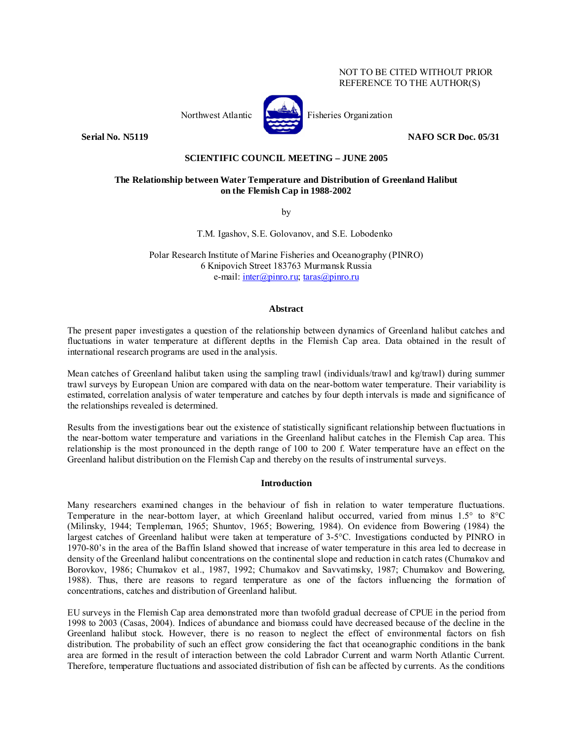NOT TO BE CITED WITHOUT PRIOR REFERENCE TO THE AUTHOR(S)

Northwest Atlantic Fisheries Organization

**Serial No. N5119** **NAFO SCR Doc. 05/31**

**SCIENTIFIC COUNCIL MEETING – JUNE 2005**

# The Relationship between Water Temperature and Distribution of Greenland Halibut on the Flemish Cap in 1988-2002

by

T.M. Igashov, S.E. Golovanov, and S.E. Lobodenko

Polar Research Institute of Marine Fisheries and Oceanography (PINRO)
6 Knipovich Street 183763 Murmansk Russia
e-mail: inter@pinro.ru; taras@pinro.ru

## Abstract

The present paper investigates a question of the relationship between dynamics of Greenland halibut catches and fluctuations in water temperature at different depths in the Flemish Cap area. Data obtained in the result of international research programs are used in the analysis.

Mean catches of Greenland halibut taken using the sampling trawl (individuals/trawl and kg/trawl) during summer trawl surveys by European Union are compared with data on the near-bottom water temperature. Their variability is estimated, correlation analysis of water temperature and catches by four depth intervals is made and significance of the relationships revealed is determined.

Results from the investigations bear out the existence of statistically significant relationship between fluctuations in the near-bottom water temperature and variations in the Greenland halibut catches in the Flemish Cap area. This relationship is the most pronounced in the depth range of 100 to 200 f. Water temperature have an effect on the Greenland halibut distribution on the Flemish Cap and thereby on the results of instrumental surveys.

## Introduction

Many researchers examined changes in the behaviour of fish in relation to water temperature fluctuations. Temperature in the near-bottom layer, at which Greenland halibut occurred, varied from minus 1.5° to 8°C (Milinsky, 1944; Templeman, 1965; Shuntov, 1965; Bowering, 1984). On evidence from Bowering (1984) the largest catches of Greenland halibut were taken at temperature of 3-5°C. Investigations conducted by PINRO in 1970-80's in the area of the Baffin Island showed that increase of water temperature in this area led to decrease in density of the Greenland halibut concentrations on the continental slope and reduction in catch rates (Chumakov and Borovkov, 1986; Chumakov et al., 1987, 1992; Chumakov and Savvatimsky, 1987; Chumakov and Bowering, 1988). Thus, there are reasons to regard temperature as one of the factors influencing the formation of concentrations, catches and distribution of Greenland halibut.

EU surveys in the Flemish Cap area demonstrated more than twofold gradual decrease of CPUE in the period from 1998 to 2003 (Casas, 2004). Indices of abundance and biomass could have decreased because of the decline in the Greenland halibut stock. However, there is no reason to neglect the effect of environmental factors on fish distribution. The probability of such an effect grow considering the fact that oceanographic conditions in the bank area are formed in the result of interaction between the cold Labrador Current and warm North Atlantic Current. Therefore, temperature fluctuations and associated distribution of fish can be affected by currents. As the conditions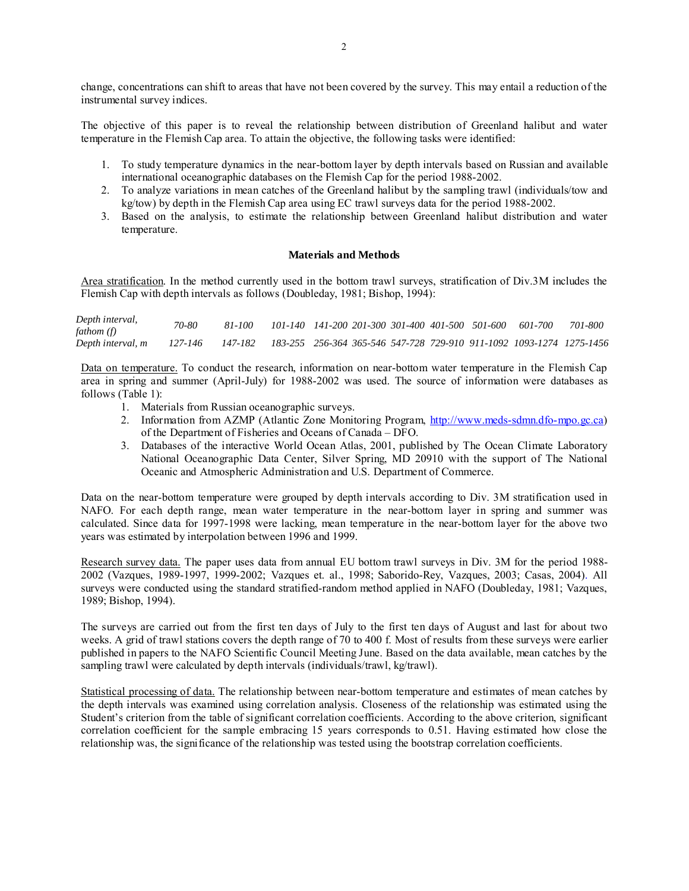change, concentrations can shift to areas that have not been covered by the survey. This may entail a reduction of the instrumental survey indices.

The objective of this paper is to reveal the relationship between distribution of Greenland halibut and water temperature in the Flemish Cap area. To attain the objective, the following tasks were identified:

1. To study temperature dynamics in the near-bottom layer by depth intervals based on Russian and available international oceanographic databases on the Flemish Cap for the period 1988-2002.
2. To analyze variations in mean catches of the Greenland halibut by the sampling trawl (individuals/tow and kg/tow) by depth in the Flemish Cap area using EC trawl surveys data for the period 1988-2002.
3. Based on the analysis, to estimate the relationship between Greenland halibut distribution and water temperature.

## Materials and Methods

Area stratification. In the method currently used in the bottom trawl surveys, stratification of Div.3M includes the Flemish Cap with depth intervals as follows (Doubleday, 1981; Bishop, 1994):

| *Depth interval, fathom (f)* | *70-80* | *81-100* | *101-140* | *141-200* | *201-300* | *301-400* | *401-500* | *501-600* | *601-700* | *701-800* |
|---|---|---|---|---|---|---|---|---|---|---|
| *Depth interval, m* | *127-146* | *147-182* | *183-255* | *256-364* | *365-546* | *547-728* | *729-910* | *911-1092* | *1093-1274* | *1275-1456* |

Data on temperature. To conduct the research, information on near-bottom water temperature in the Flemish Cap area in spring and summer (April-July) for 1988-2002 was used. The source of information were databases as follows (Table 1):

1. Materials from Russian oceanographic surveys.
2. Information from AZMP (Atlantic Zone Monitoring Program, http://www.meds-sdmn.dfo-mpo.gc.ca) of the Department of Fisheries and Oceans of Canada – DFO.
3. Databases of the interactive World Ocean Atlas, 2001, published by The Ocean Climate Laboratory National Oceanographic Data Center, Silver Spring, MD 20910 with the support of The National Oceanic and Atmospheric Administration and U.S. Department of Commerce.

Data on the near-bottom temperature were grouped by depth intervals according to Div. 3M stratification used in NAFO. For each depth range, mean water temperature in the near-bottom layer in spring and summer was calculated. Since data for 1997-1998 were lacking, mean temperature in the near-bottom layer for the above two years was estimated by interpolation between 1996 and 1999.

Research survey data. The paper uses data from annual EU bottom trawl surveys in Div. 3M for the period 1988-2002 (Vazques, 1989-1997, 1999-2002; Vazques et. al., 1998; Saborido-Rey, Vazques, 2003; Casas, 2004). All surveys were conducted using the standard stratified-random method applied in NAFO (Doubleday, 1981; Vazques, 1989; Bishop, 1994).

The surveys are carried out from the first ten days of July to the first ten days of August and last for about two weeks. A grid of trawl stations covers the depth range of 70 to 400 f. Most of results from these surveys were earlier published in papers to the NAFO Scientific Council Meeting June. Based on the data available, mean catches by the sampling trawl were calculated by depth intervals (individuals/trawl, kg/trawl).

Statistical processing of data. The relationship between near-bottom temperature and estimates of mean catches by the depth intervals was examined using correlation analysis. Closeness of the relationship was estimated using the Student's criterion from the table of significant correlation coefficients. According to the above criterion, significant correlation coefficient for the sample embracing 15 years corresponds to 0.51. Having estimated how close the relationship was, the significance of the relationship was tested using the bootstrap correlation coefficients.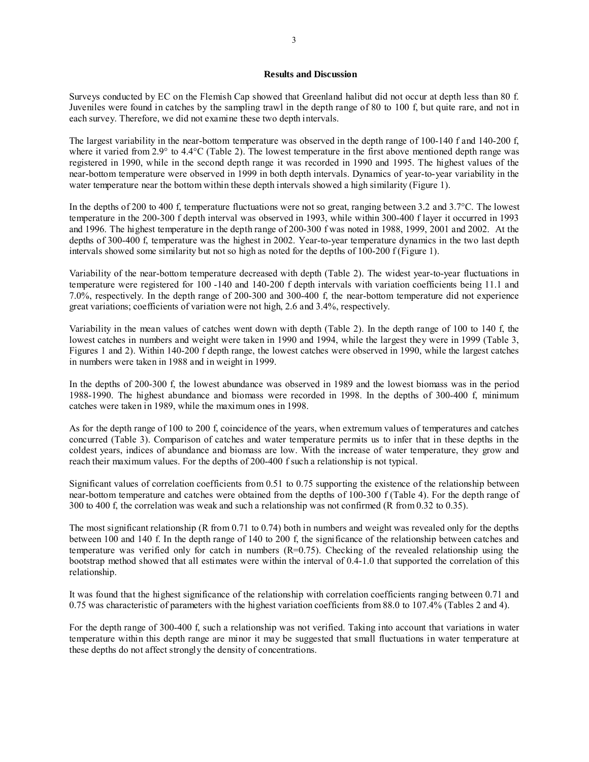### Results and Discussion

Surveys conducted by EC on the Flemish Cap showed that Greenland halibut did not occur at depth less than 80 f. Juveniles were found in catches by the sampling trawl in the depth range of 80 to 100 f, but quite rare, and not in each survey. Therefore, we did not examine these two depth intervals.

The largest variability in the near-bottom temperature was observed in the depth range of 100-140 f and 140-200 f, where it varied from 2.9° to 4.4°C (Table 2). The lowest temperature in the first above mentioned depth range was registered in 1990, while in the second depth range it was recorded in 1990 and 1995. The highest values of the near-bottom temperature were observed in 1999 in both depth intervals. Dynamics of year-to-year variability in the water temperature near the bottom within these depth intervals showed a high similarity (Figure 1).

In the depths of 200 to 400 f, temperature fluctuations were not so great, ranging between 3.2 and 3.7°C. The lowest temperature in the 200-300 f depth interval was observed in 1993, while within 300-400 f layer it occurred in 1993 and 1996. The highest temperature in the depth range of 200-300 f was noted in 1988, 1999, 2001 and 2002. At the depths of 300-400 f, temperature was the highest in 2002. Year-to-year temperature dynamics in the two last depth intervals showed some similarity but not so high as noted for the depths of 100-200 f (Figure 1).

Variability of the near-bottom temperature decreased with depth (Table 2). The widest year-to-year fluctuations in temperature were registered for 100 -140 and 140-200 f depth intervals with variation coefficients being 11.1 and 7.0%, respectively. In the depth range of 200-300 and 300-400 f, the near-bottom temperature did not experience great variations; coefficients of variation were not high, 2.6 and 3.4%, respectively.

Variability in the mean values of catches went down with depth (Table 2). In the depth range of 100 to 140 f, the lowest catches in numbers and weight were taken in 1990 and 1994, while the largest they were in 1999 (Table 3, Figures 1 and 2). Within 140-200 f depth range, the lowest catches were observed in 1990, while the largest catches in numbers were taken in 1988 and in weight in 1999.

In the depths of 200-300 f, the lowest abundance was observed in 1989 and the lowest biomass was in the period 1988-1990. The highest abundance and biomass were recorded in 1998. In the depths of 300-400 f, minimum catches were taken in 1989, while the maximum ones in 1998.

As for the depth range of 100 to 200 f, coincidence of the years, when extremum values of temperatures and catches concurred (Table 3). Comparison of catches and water temperature permits us to infer that in these depths in the coldest years, indices of abundance and biomass are low. With the increase of water temperature, they grow and reach their maximum values. For the depths of 200-400 f such a relationship is not typical.

Significant values of correlation coefficients from 0.51 to 0.75 supporting the existence of the relationship between near-bottom temperature and catches were obtained from the depths of 100-300 f (Table 4). For the depth range of 300 to 400 f, the correlation was weak and such a relationship was not confirmed (R from 0.32 to 0.35).

The most significant relationship (R from 0.71 to 0.74) both in numbers and weight was revealed only for the depths between 100 and 140 f. In the depth range of 140 to 200 f, the significance of the relationship between catches and temperature was verified only for catch in numbers (R=0.75). Checking of the revealed relationship using the bootstrap method showed that all estimates were within the interval of 0.4-1.0 that supported the correlation of this relationship.

It was found that the highest significance of the relationship with correlation coefficients ranging between 0.71 and 0.75 was characteristic of parameters with the highest variation coefficients from 88.0 to 107.4% (Tables 2 and 4).

For the depth range of 300-400 f, such a relationship was not verified. Taking into account that variations in water temperature within this depth range are minor it may be suggested that small fluctuations in water temperature at these depths do not affect strongly the density of concentrations.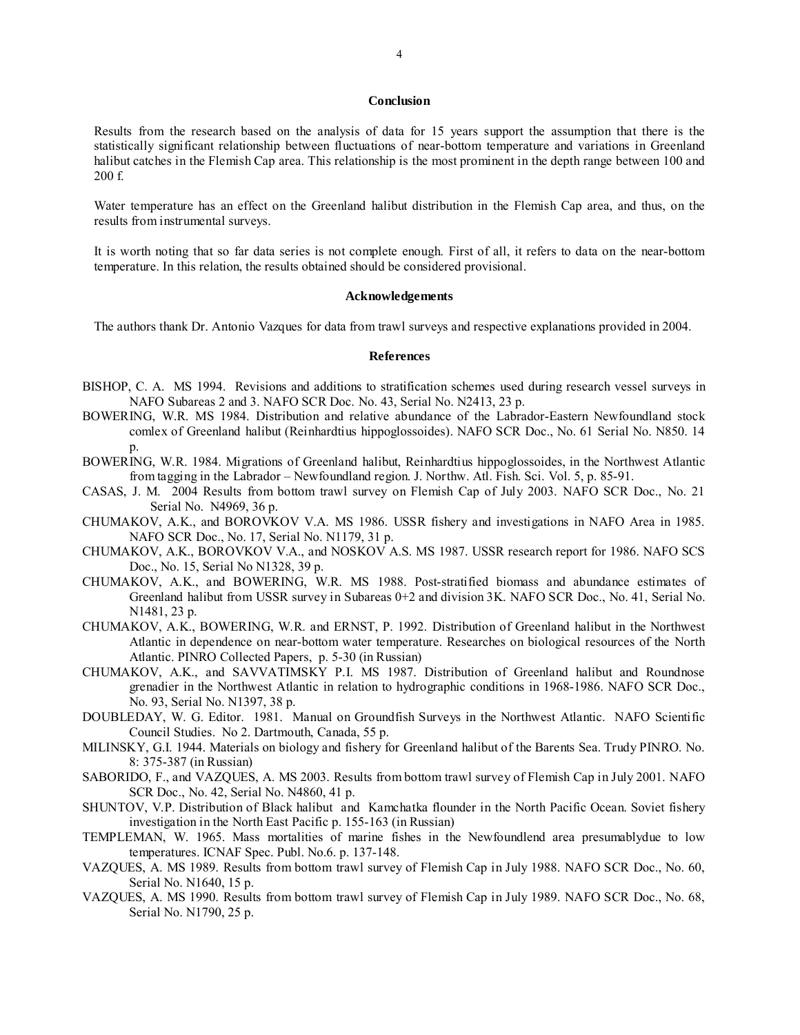## Conclusion

Results from the research based on the analysis of data for 15 years support the assumption that there is the statistically significant relationship between fluctuations of near-bottom temperature and variations in Greenland halibut catches in the Flemish Cap area. This relationship is the most prominent in the depth range between 100 and 200 f.

Water temperature has an effect on the Greenland halibut distribution in the Flemish Cap area, and thus, on the results from instrumental surveys.

It is worth noting that so far data series is not complete enough. First of all, it refers to data on the near-bottom temperature. In this relation, the results obtained should be considered provisional.

## Acknowledgements

The authors thank Dr. Antonio Vazques for data from trawl surveys and respective explanations provided in 2004.

## References

BISHOP, C. A. MS 1994. Revisions and additions to stratification schemes used during research vessel surveys in NAFO Subareas 2 and 3. NAFO SCR Doc. No. 43, Serial No. N2413, 23 p.

BOWERING, W.R. MS 1984. Distribution and relative abundance of the Labrador-Eastern Newfoundland stock comlex of Greenland halibut (Reinhardtius hippoglossoides). NAFO SCR Doc., No. 61 Serial No. N850. 14 p.

BOWERING, W.R. 1984. Migrations of Greenland halibut, Reinhardtius hippoglossoides, in the Northwest Atlantic from tagging in the Labrador – Newfoundland region. J. Northw. Atl. Fish. Sci. Vol. 5, p. 85-91.

CASAS, J. M. 2004 Results from bottom trawl survey on Flemish Cap of July 2003. NAFO SCR Doc., No. 21 Serial No. N4969, 36 p.

CHUMAKOV, A.K., and BOROVKOV V.A. MS 1986. USSR fishery and investigations in NAFO Area in 1985. NAFO SCR Doc., No. 17, Serial No. N1179, 31 p.

CHUMAKOV, A.K., BOROVKOV V.A., and NOSKOV A.S. MS 1987. USSR research report for 1986. NAFO SCS Doc., No. 15, Serial No N1328, 39 p.

CHUMAKOV, A.K., and BOWERING, W.R. MS 1988. Post-stratified biomass and abundance estimates of Greenland halibut from USSR survey in Subareas 0+2 and division 3K. NAFO SCR Doc., No. 41, Serial No. N1481, 23 p.

CHUMAKOV, A.K., BOWERING, W.R. and ERNST, P. 1992. Distribution of Greenland halibut in the Northwest Atlantic in dependence on near-bottom water temperature. Researches on biological resources of the North Atlantic. PINRO Collected Papers, p. 5-30 (in Russian)

CHUMAKOV, A.K., and SAVVATIMSKY P.I. MS 1987. Distribution of Greenland halibut and Roundnose grenadier in the Northwest Atlantic in relation to hydrographic conditions in 1968-1986. NAFO SCR Doc., No. 93, Serial No. N1397, 38 p.

DOUBLEDAY, W. G. Editor. 1981. Manual on Groundfish Surveys in the Northwest Atlantic. NAFO Scientific Council Studies. No 2. Dartmouth, Canada, 55 p.

MILINSKY, G.I. 1944. Materials on biology and fishery for Greenland halibut of the Barents Sea. Trudy PINRO. No. 8: 375-387 (in Russian)

SABORIDO, F., and VAZQUES, A. MS 2003. Results from bottom trawl survey of Flemish Cap in July 2001. NAFO SCR Doc., No. 42, Serial No. N4860, 41 p.

SHUNTOV, V.P. Distribution of Black halibut and Kamchatka flounder in the North Pacific Ocean. Soviet fishery investigation in the North East Pacific p. 155-163 (in Russian)

TEMPLEMAN, W. 1965. Mass mortalities of marine fishes in the Newfoundlend area presumablydue to low temperatures. ICNAF Spec. Publ. No.6. p. 137-148.

VAZQUES, A. MS 1989. Results from bottom trawl survey of Flemish Cap in July 1988. NAFO SCR Doc., No. 60, Serial No. N1640, 15 p.

VAZQUES, A. MS 1990. Results from bottom trawl survey of Flemish Cap in July 1989. NAFO SCR Doc., No. 68, Serial No. N1790, 25 p.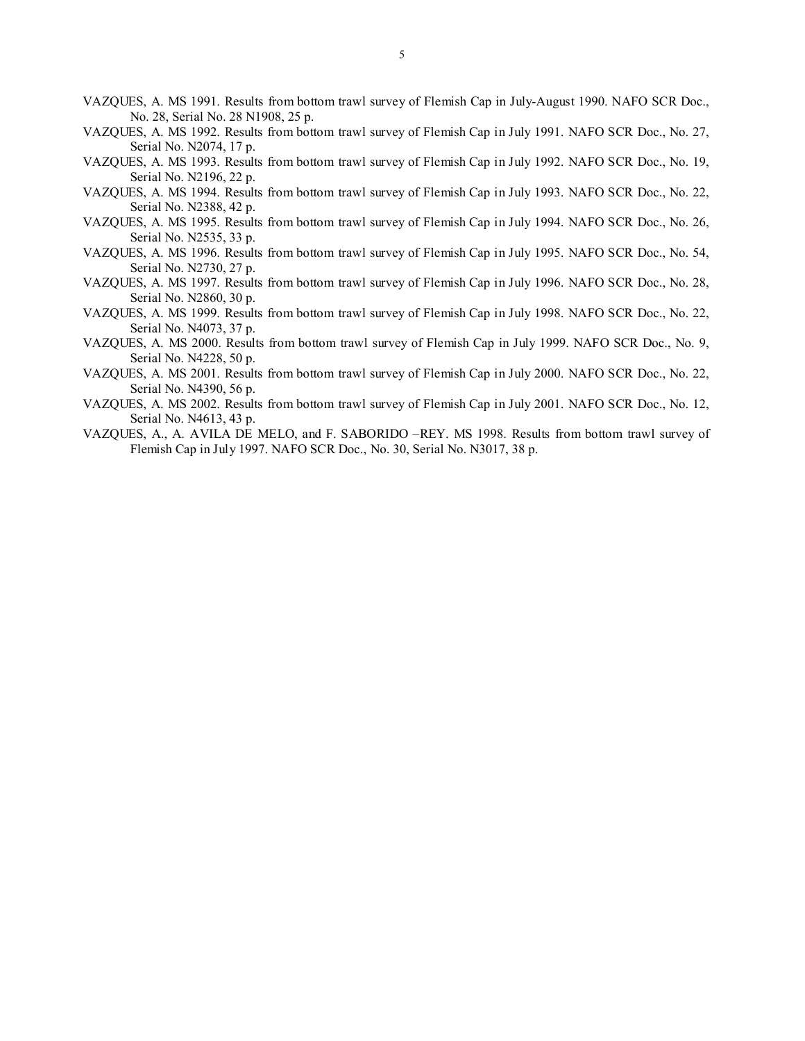VAZQUES, A. MS 1991. Results from bottom trawl survey of Flemish Cap in July-August 1990. NAFO SCR Doc., No. 28, Serial No. 28 N1908, 25 p.

VAZQUES, A. MS 1992. Results from bottom trawl survey of Flemish Cap in July 1991. NAFO SCR Doc., No. 27, Serial No. N2074, 17 p.

VAZQUES, A. MS 1993. Results from bottom trawl survey of Flemish Cap in July 1992. NAFO SCR Doc., No. 19, Serial No. N2196, 22 p.

VAZQUES, A. MS 1994. Results from bottom trawl survey of Flemish Cap in July 1993. NAFO SCR Doc., No. 22, Serial No. N2388, 42 p.

VAZQUES, A. MS 1995. Results from bottom trawl survey of Flemish Cap in July 1994. NAFO SCR Doc., No. 26, Serial No. N2535, 33 p.

VAZQUES, A. MS 1996. Results from bottom trawl survey of Flemish Cap in July 1995. NAFO SCR Doc., No. 54, Serial No. N2730, 27 p.

VAZQUES, A. MS 1997. Results from bottom trawl survey of Flemish Cap in July 1996. NAFO SCR Doc., No. 28, Serial No. N2860, 30 p.

VAZQUES, A. MS 1999. Results from bottom trawl survey of Flemish Cap in July 1998. NAFO SCR Doc., No. 22, Serial No. N4073, 37 p.

VAZQUES, A. MS 2000. Results from bottom trawl survey of Flemish Cap in July 1999. NAFO SCR Doc., No. 9, Serial No. N4228, 50 p.

VAZQUES, A. MS 2001. Results from bottom trawl survey of Flemish Cap in July 2000. NAFO SCR Doc., No. 22, Serial No. N4390, 56 p.

VAZQUES, A. MS 2002. Results from bottom trawl survey of Flemish Cap in July 2001. NAFO SCR Doc., No. 12, Serial No. N4613, 43 p.

VAZQUES, A., A. AVILA DE MELO, and F. SABORIDO –REY. MS 1998. Results from bottom trawl survey of Flemish Cap in July 1997. NAFO SCR Doc., No. 30, Serial No. N3017, 38 p.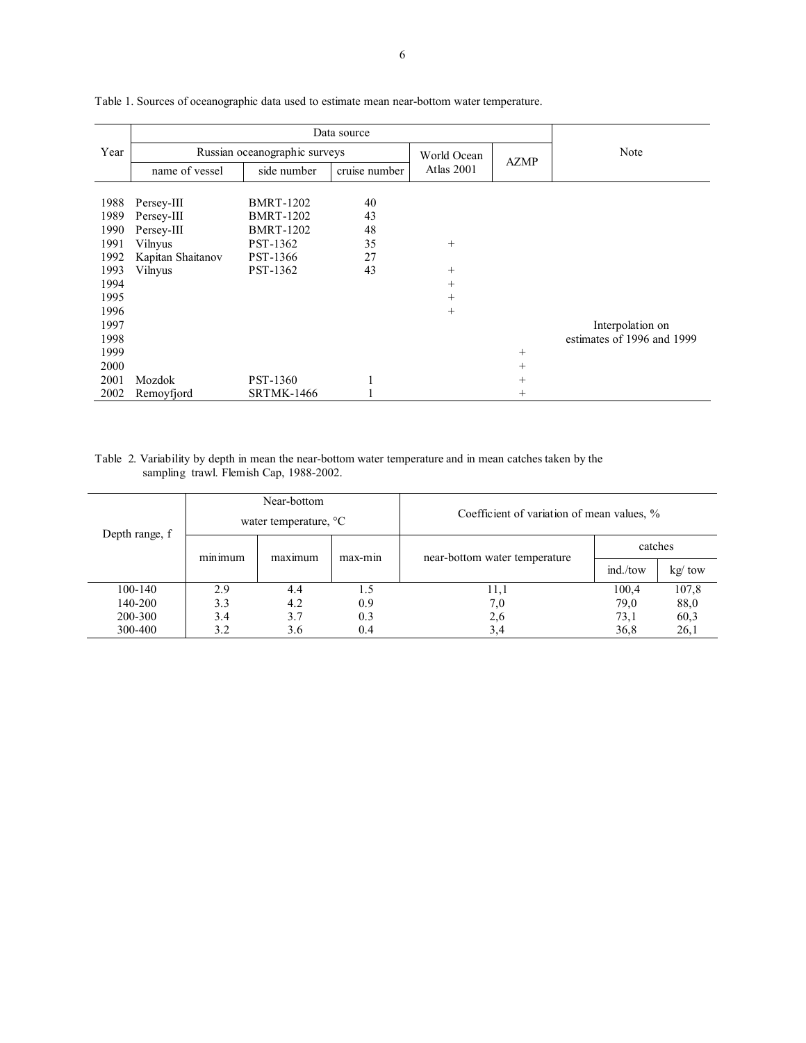Table 1. Sources of oceanographic data used to estimate mean near-bottom water temperature.

| Year | Data source | | | | | Note |
|---|---|---|---|---|---|---|
| | Russian oceanographic surveys | | | World Ocean Atlas 2001 | AZMP | |
| | name of vessel | side number | cruise number | | | |
| 1988 | Persey-III | BMRT-1202 | 40 | | | |
| 1989 | Persey-III | BMRT-1202 | 43 | | | |
| 1990 | Persey-III | BMRT-1202 | 48 | | | |
| 1991 | Vilnyus | PST-1362 | 35 | + | | |
| 1992 | Kapitan Shaitanov | PST-1366 | 27 | | | |
| 1993 | Vilnyus | PST-1362 | 43 | + | | |
| 1994 | | | | + | | |
| 1995 | | | | + | | |
| 1996 | | | | + | | |
| 1997 | | | | | | Interpolation on estimates of 1996 and 1999 |
| 1998 | | | | | | |
| 1999 | | | | | + | |
| 2000 | | | | | + | |
| 2001 | Mozdok | PST-1360 | 1 | | + | |
| 2002 | Remoyfjord | SRTMK-1466 | 1 | | + | |

Table 2. Variability by depth in mean the near-bottom water temperature and in mean catches taken by the sampling trawl. Flemish Cap, 1988-2002.

| Depth range, f | Near-bottom water temperature, °C | | | Coefficient of variation of mean values, % | | |
|---|---|---|---|---|---|---|
| | minimum | maximum | max-min | near-bottom water temperature | catches | |
| | | | | | ind./tow | kg/ tow |
| 100-140 | 2.9 | 4.4 | 1.5 | 11,1 | 100,4 | 107,8 |
| 140-200 | 3.3 | 4.2 | 0.9 | 7,0 | 79,0 | 88,0 |
| 200-300 | 3.4 | 3.7 | 0.3 | 2,6 | 73,1 | 60,3 |
| 300-400 | 3.2 | 3.6 | 0.4 | 3,4 | 36,8 | 26,1 |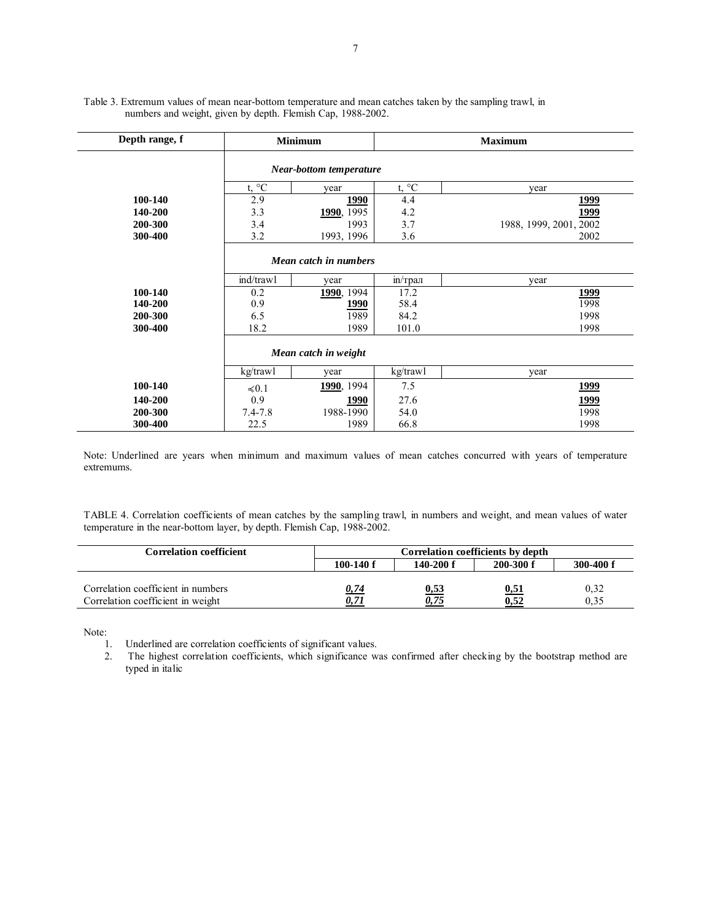Table 3. Extremum values of mean near-bottom temperature and mean catches taken by the sampling trawl, in numbers and weight, given by depth. Flemish Cap, 1988-2002.

| Depth range, f | Minimum | | Maximum | |
|---|---|---|---|---|
| | ***Near-bottom temperature*** | | | |
| | t, °C | year | t, °C | year |
| **100-140** | 2.9 | <u>**1990**</u> | 4.4 | <u>**1999**</u> |
| **140-200** | 3.3 | <u>**1990**</u>, 1995 | 4.2 | <u>**1999**</u> |
| **200-300** | 3.4 | 1993 | 3.7 | 1988, 1999, 2001, 2002 |
| **300-400** | 3.2 | 1993, 1996 | 3.6 | 2002 |
| | ***Mean catch in numbers*** | | | |
| | ind/trawl | year | in/трал | year |
| **100-140** | 0.2 | <u>**1990**</u>, 1994 | 17.2 | <u>**1999**</u> |
| **140-200** | 0.9 | <u>**1990**</u> | 58.4 | 1998 |
| **200-300** | 6.5 | 1989 | 84.2 | 1998 |
| **300-400** | 18.2 | 1989 | 101.0 | 1998 |
| | ***Mean catch in weight*** | | | |
| | kg/trawl | year | kg/trawl | year |
| **100-140** | ⩽0.1 | <u>**1990**</u>, 1994 | 7.5 | <u>**1999**</u> |
| **140-200** | 0.9 | <u>**1990**</u> | 27.6 | <u>**1999**</u> |
| **200-300** | 7.4-7.8 | 1988-1990 | 54.0 | 1998 |
| **300-400** | 22.5 | 1989 | 66.8 | 1998 |

Note: Underlined are years when minimum and maximum values of mean catches concurred with years of temperature extremums.

TABLE 4. Correlation coefficients of mean catches by the sampling trawl, in numbers and weight, and mean values of water temperature in the near-bottom layer, by depth. Flemish Cap, 1988-2002.

| Correlation coefficient | Correlation coefficients by depth | | | |
|---|---|---|---|---|
| | **100-140 f** | **140-200 f** | **200-300 f** | **300-400 f** |
| Correlation coefficient in numbers | <u>***0,74***</u> | <u>**0,53**</u> | <u>**0,51**</u> | 0,32 |
| Correlation coefficient in weight | <u>***0,71***</u> | <u>***0,75***</u> | <u>**0,52**</u> | 0,35 |

Note:

1. Underlined are correlation coefficients of significant values.
2. The highest correlation coefficients, which significance was confirmed after checking by the bootstrap method are typed in italic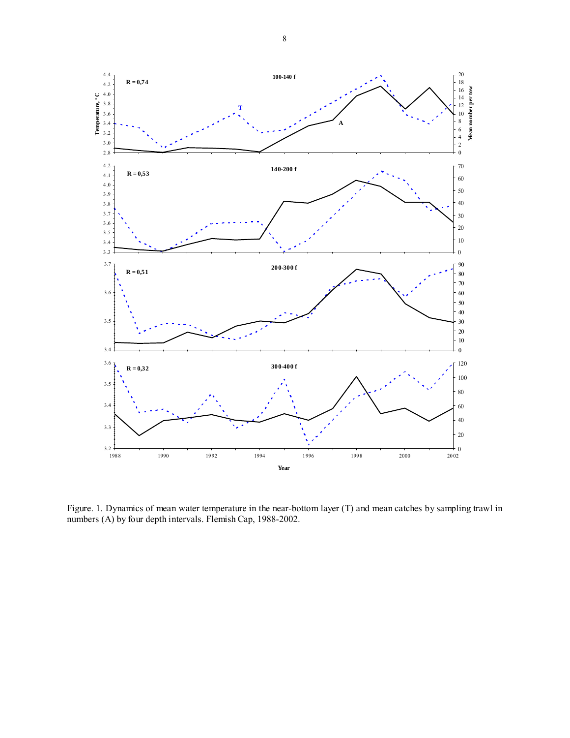Figure. 1. Dynamics of mean water temperature in the near-bottom layer (T) and mean catches by sampling trawl in numbers (A) by four depth intervals. Flemish Cap, 1988-2002.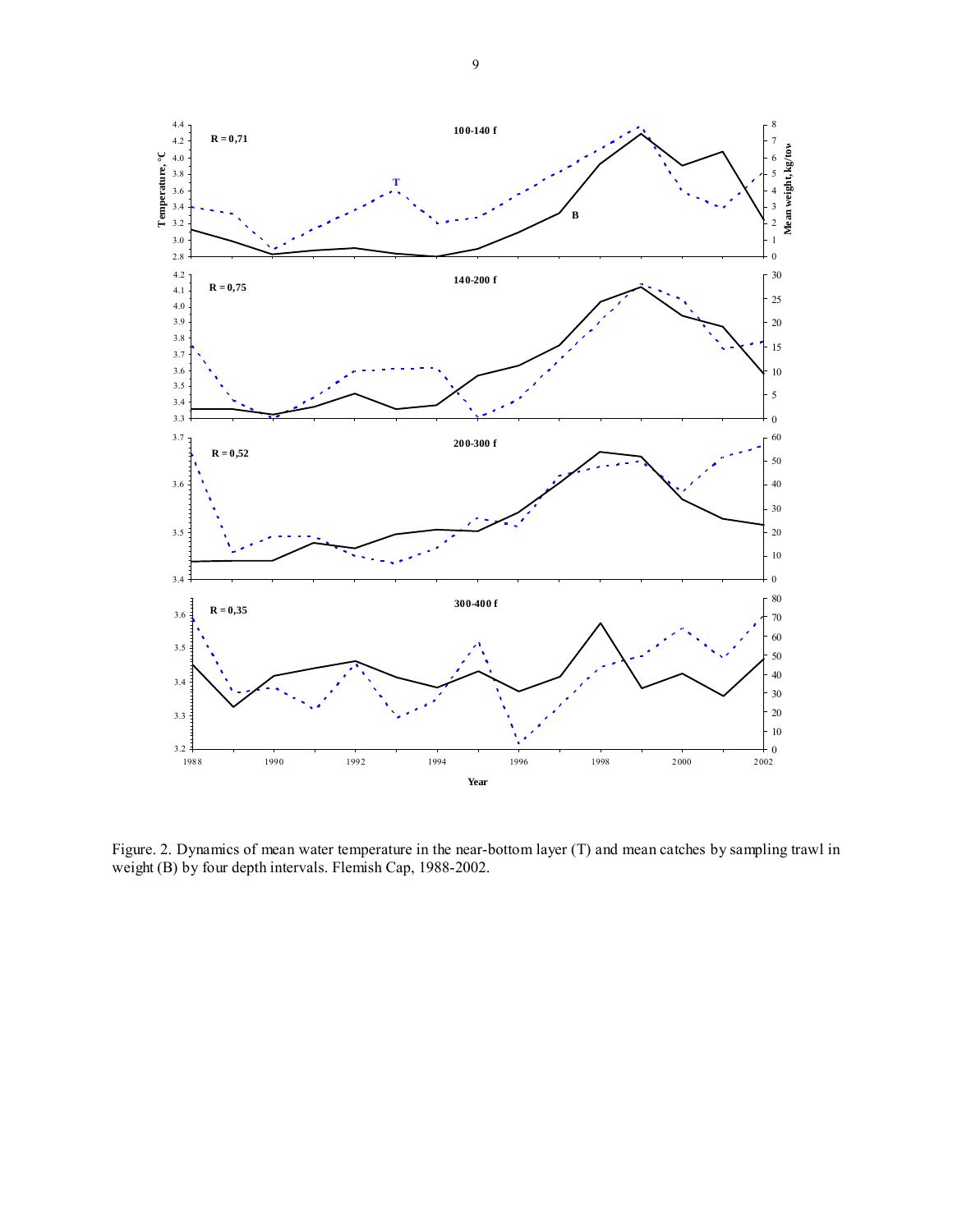100-140 f

R = 0,71

Temperature, °C

Mean weight, kg/tow

T

B

140-200 f

R = 0,75

200-300 f

R = 0,52

300-400 f

R = 0,35

Year

Figure. 2. Dynamics of mean water temperature in the near-bottom layer (T) and mean catches by sampling trawl in weight (B) by four depth intervals. Flemish Cap, 1988-2002.